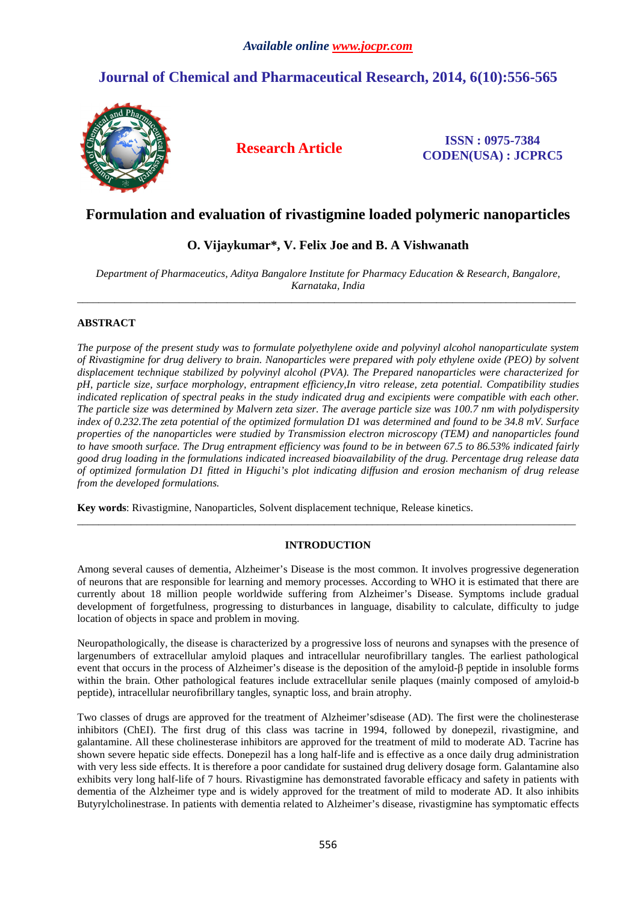*Available online www.jocpr.com*

# Journal of Chemical and Pharmaceutical Research, 2014, 6(10):556-565

**Research Article**

**ISSN : 0975-7384**
**CODEN(USA) : JCPRC5**

# Formulation and evaluation of rivastigmine loaded polymeric nanoparticles

## O. Vijaykumar*, V. Felix Joe and B. A Vishwanath

*Department of Pharmaceutics, Aditya Bangalore Institute for Pharmacy Education & Research, Bangalore, Karnataka, India*

---

## ABSTRACT

*The purpose of the present study was to formulate polyethylene oxide and polyvinyl alcohol nanoparticulate system of Rivastigmine for drug delivery to brain. Nanoparticles were prepared with poly ethylene oxide (PEO) by solvent displacement technique stabilized by polyvinyl alcohol (PVA). The Prepared nanoparticles were characterized for pH, particle size, surface morphology, entrapment efficiency,In vitro release, zeta potential. Compatibility studies indicated replication of spectral peaks in the study indicated drug and excipients were compatible with each other. The particle size was determined by Malvern zeta sizer. The average particle size was 100.7 nm with polydispersity index of 0.232.The zeta potential of the optimized formulation D1 was determined and found to be 34.8 mV. Surface properties of the nanoparticles were studied by Transmission electron microscopy (TEM) and nanoparticles found to have smooth surface. The Drug entrapment efficiency was found to be in between 67.5 to 86.53% indicated fairly good drug loading in the formulations indicated increased bioavailability of the drug. Percentage drug release data of optimized formulation D1 fitted in Higuchi's plot indicating diffusion and erosion mechanism of drug release from the developed formulations.*

**Key words**: Rivastigmine, Nanoparticles, Solvent displacement technique, Release kinetics.

---

## INTRODUCTION

Among several causes of dementia, Alzheimer's Disease is the most common. It involves progressive degeneration of neurons that are responsible for learning and memory processes. According to WHO it is estimated that there are currently about 18 million people worldwide suffering from Alzheimer's Disease. Symptoms include gradual development of forgetfulness, progressing to disturbances in language, disability to calculate, difficulty to judge location of objects in space and problem in moving.

Neuropathologically, the disease is characterized by a progressive loss of neurons and synapses with the presence of largenumbers of extracellular amyloid plaques and intracellular neurofibrillary tangles. The earliest pathological event that occurs in the process of Alzheimer's disease is the deposition of the amyloid-β peptide in insoluble forms within the brain. Other pathological features include extracellular senile plaques (mainly composed of amyloid-b peptide), intracellular neurofibrillary tangles, synaptic loss, and brain atrophy.

Two classes of drugs are approved for the treatment of Alzheimer'sdisease (AD). The first were the cholinesterase inhibitors (ChEI). The first drug of this class was tacrine in 1994, followed by donepezil, rivastigmine, and galantamine. All these cholinesterase inhibitors are approved for the treatment of mild to moderate AD. Tacrine has shown severe hepatic side effects. Donepezil has a long half-life and is effective as a once daily drug administration with very less side effects. It is therefore a poor candidate for sustained drug delivery dosage form. Galantamine also exhibits very long half-life of 7 hours. Rivastigmine has demonstrated favorable efficacy and safety in patients with dementia of the Alzheimer type and is widely approved for the treatment of mild to moderate AD. It also inhibits Butyrylcholinestrase. In patients with dementia related to Alzheimer's disease, rivastigmine has symptomatic effects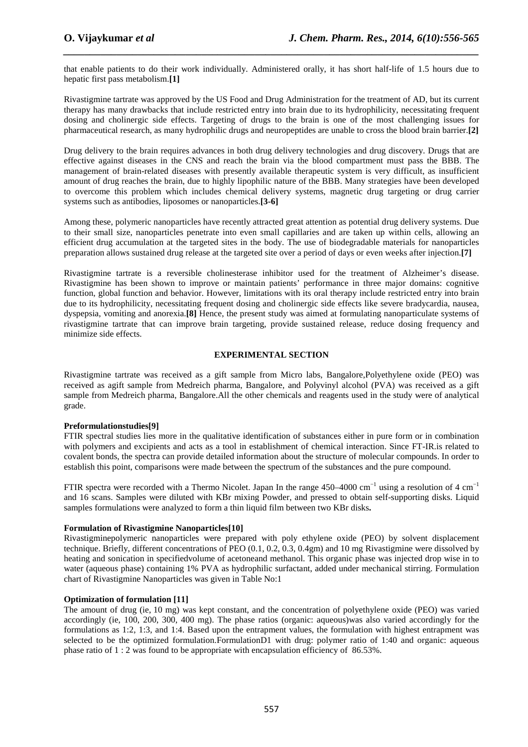that enable patients to do their work individually. Administered orally, it has short half-life of 1.5 hours due to hepatic first pass metabolism.**[1]**

Rivastigmine tartrate was approved by the US Food and Drug Administration for the treatment of AD, but its current therapy has many drawbacks that include restricted entry into brain due to its hydrophilicity, necessitating frequent dosing and cholinergic side effects. Targeting of drugs to the brain is one of the most challenging issues for pharmaceutical research, as many hydrophilic drugs and neuropeptides are unable to cross the blood brain barrier.**[2]**

Drug delivery to the brain requires advances in both drug delivery technologies and drug discovery. Drugs that are effective against diseases in the CNS and reach the brain via the blood compartment must pass the BBB. The management of brain-related diseases with presently available therapeutic system is very difficult, as insufficient amount of drug reaches the brain, due to highly lipophilic nature of the BBB. Many strategies have been developed to overcome this problem which includes chemical delivery systems, magnetic drug targeting or drug carrier systems such as antibodies, liposomes or nanoparticles.**[3-6]**

Among these, polymeric nanoparticles have recently attracted great attention as potential drug delivery systems. Due to their small size, nanoparticles penetrate into even small capillaries and are taken up within cells, allowing an efficient drug accumulation at the targeted sites in the body. The use of biodegradable materials for nanoparticles preparation allows sustained drug release at the targeted site over a period of days or even weeks after injection.**[7]**

Rivastigmine tartrate is a reversible cholinesterase inhibitor used for the treatment of Alzheimer's disease. Rivastigmine has been shown to improve or maintain patients' performance in three major domains: cognitive function, global function and behavior. However, limitations with its oral therapy include restricted entry into brain due to its hydrophilicity, necessitating frequent dosing and cholinergic side effects like severe bradycardia, nausea, dyspepsia, vomiting and anorexia.**[8]** Hence, the present study was aimed at formulating nanoparticulate systems of rivastigmine tartrate that can improve brain targeting, provide sustained release, reduce dosing frequency and minimize side effects.

## EXPERIMENTAL SECTION

Rivastigmine tartrate was received as a gift sample from Micro labs, Bangalore,Polyethylene oxide (PEO) was received as agift sample from Medreich pharma, Bangalore, and Polyvinyl alcohol (PVA) was received as a gift sample from Medreich pharma, Bangalore.All the other chemicals and reagents used in the study were of analytical grade.

### Preformulationstudies[9]

FTIR spectral studies lies more in the qualitative identification of substances either in pure form or in combination with polymers and excipients and acts as a tool in establishment of chemical interaction. Since FT-IR.is related to covalent bonds, the spectra can provide detailed information about the structure of molecular compounds. In order to establish this point, comparisons were made between the spectrum of the substances and the pure compound.

FTIR spectra were recorded with a Thermo Nicolet. Japan In the range 450–4000 $cm^{-1}$ using a resolution of 4 $cm^{-1}$ and 16 scans. Samples were diluted with KBr mixing Powder, and pressed to obtain self-supporting disks. Liquid samples formulations were analyzed to form a thin liquid film between two KBr disks**.**

### Formulation of Rivastigmine Nanoparticles[10]

Rivastigminepolymeric nanoparticles were prepared with poly ethylene oxide (PEO) by solvent displacement technique. Briefly, different concentrations of PEO (0.1, 0.2, 0.3, 0.4gm) and 10 mg Rivastigmine were dissolved by heating and sonication in specifiedvolume of acetoneand methanol. This organic phase was injected drop wise in to water (aqueous phase) containing 1% PVA as hydrophilic surfactant, added under mechanical stirring. Formulation chart of Rivastigmine Nanoparticles was given in Table No:1

### Optimization of formulation [11]

The amount of drug (ie, 10 mg) was kept constant, and the concentration of polyethylene oxide (PEO) was varied accordingly (ie, 100, 200, 300, 400 mg). The phase ratios (organic: aqueous)was also varied accordingly for the formulations as 1:2, 1:3, and 1:4. Based upon the entrapment values, the formulation with highest entrapment was selected to be the optimized formulation.FormulationD1 with drug: polymer ratio of 1:40 and organic: aqueous phase ratio of 1 : 2 was found to be appropriate with encapsulation efficiency of 86.53%.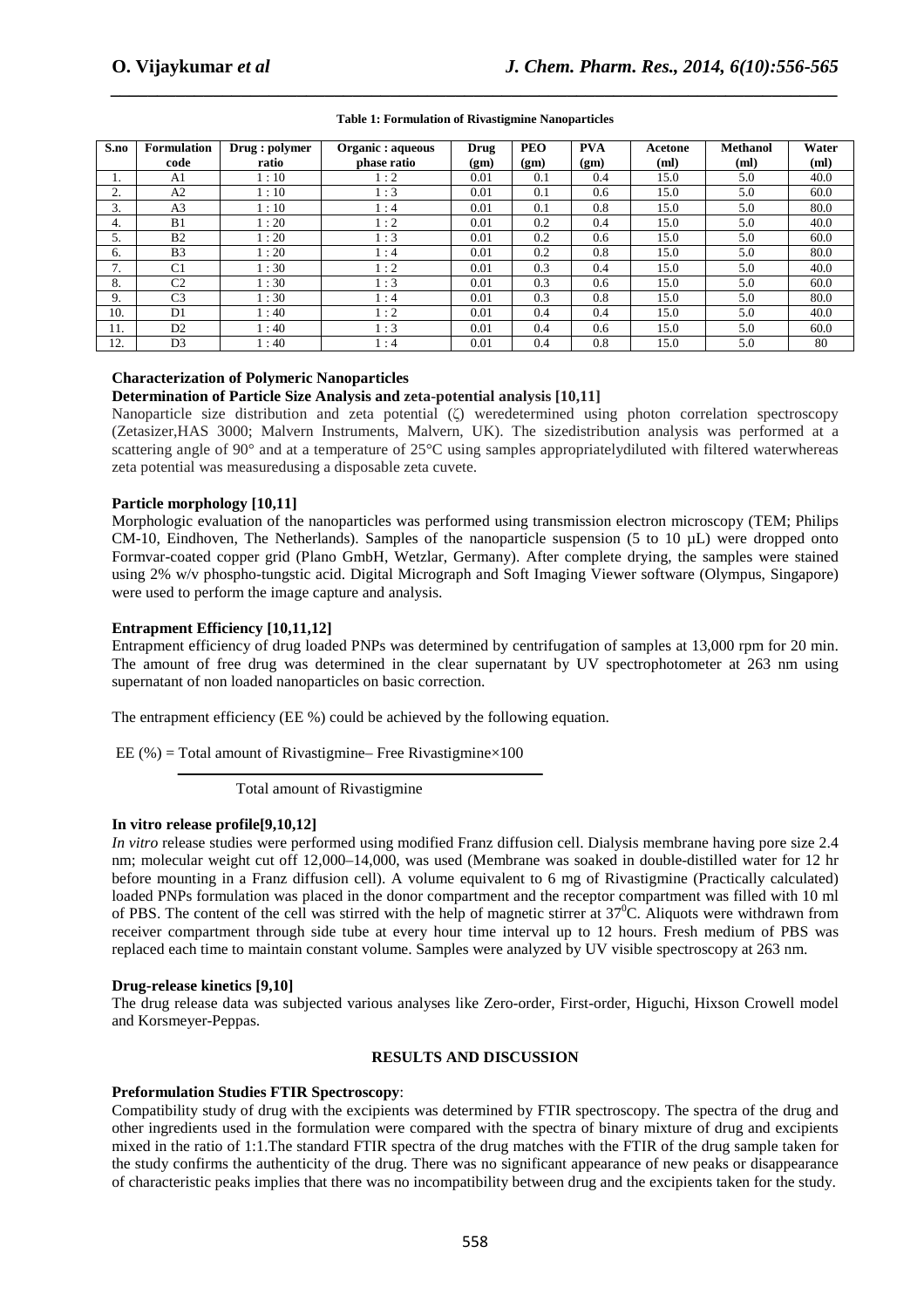**Table 1: Formulation of Rivastigmine Nanoparticles**

| S.no | Formulation code | Drug : polymer ratio | Organic : aqueous phase ratio | Drug (gm) | PEO (gm) | PVA (gm) | Acetone (ml) | Methanol (ml) | Water (ml) |
|---|---|---|---|---|---|---|---|---|---|
| 1. | A1 | 1 : 10 | 1 : 2 | 0.01 | 0.1 | 0.4 | 15.0 | 5.0 | 40.0 |
| 2. | A2 | 1 : 10 | 1 : 3 | 0.01 | 0.1 | 0.6 | 15.0 | 5.0 | 60.0 |
| 3. | A3 | 1 : 10 | 1 : 4 | 0.01 | 0.1 | 0.8 | 15.0 | 5.0 | 80.0 |
| 4. | B1 | 1 : 20 | 1 : 2 | 0.01 | 0.2 | 0.4 | 15.0 | 5.0 | 40.0 |
| 5. | B2 | 1 : 20 | 1 : 3 | 0.01 | 0.2 | 0.6 | 15.0 | 5.0 | 60.0 |
| 6. | B3 | 1 : 20 | 1 : 4 | 0.01 | 0.2 | 0.8 | 15.0 | 5.0 | 80.0 |
| 7. | C1 | 1 : 30 | 1 : 2 | 0.01 | 0.3 | 0.4 | 15.0 | 5.0 | 40.0 |
| 8. | C2 | 1 : 30 | 1 : 3 | 0.01 | 0.3 | 0.6 | 15.0 | 5.0 | 60.0 |
| 9. | C3 | 1 : 30 | 1 : 4 | 0.01 | 0.3 | 0.8 | 15.0 | 5.0 | 80.0 |
| 10. | D1 | 1 : 40 | 1 : 2 | 0.01 | 0.4 | 0.4 | 15.0 | 5.0 | 40.0 |
| 11. | D2 | 1 : 40 | 1 : 3 | 0.01 | 0.4 | 0.6 | 15.0 | 5.0 | 60.0 |
| 12. | D3 | 1 : 40 | 1 : 4 | 0.01 | 0.4 | 0.8 | 15.0 | 5.0 | 80 |

## Characterization of Polymeric Nanoparticles

### Determination of Particle Size Analysis and zeta-potential analysis [10,11]

Nanoparticle size distribution and zeta potential (ζ) weredetermined using photon correlation spectroscopy (Zetasizer,HAS 3000; Malvern Instruments, Malvern, UK). The sizedistribution analysis was performed at a scattering angle of 90° and at a temperature of 25°C using samples appropriatelydiluted with filtered waterwhereas zeta potential was measuredusing a disposable zeta cuvete.

### Particle morphology [10,11]

Morphologic evaluation of the nanoparticles was performed using transmission electron microscopy (TEM; Philips CM-10, Eindhoven, The Netherlands). Samples of the nanoparticle suspension (5 to 10 µL) were dropped onto Formvar-coated copper grid (Plano GmbH, Wetzlar, Germany). After complete drying, the samples were stained using 2% w/v phospho-tungstic acid. Digital Micrograph and Soft Imaging Viewer software (Olympus, Singapore) were used to perform the image capture and analysis.

### Entrapment Efficiency [10,11,12]

Entrapment efficiency of drug loaded PNPs was determined by centrifugation of samples at 13,000 rpm for 20 min. The amount of free drug was determined in the clear supernatant by UV spectrophotometer at 263 nm using supernatant of non loaded nanoparticles on basic correction.

The entrapment efficiency (EE %) could be achieved by the following equation.

$$EE (\%) = \frac{\text{Total amount of Rivastigmine} - \text{Free Rivastigmine} \times 100}{\text{Total amount of Rivastigmine}}$$

### In vitro release profile[9,10,12]

*In vitro* release studies were performed using modified Franz diffusion cell. Dialysis membrane having pore size 2.4 nm; molecular weight cut off 12,000–14,000, was used (Membrane was soaked in double-distilled water for 12 hr before mounting in a Franz diffusion cell). A volume equivalent to 6 mg of Rivastigmine (Practically calculated) loaded PNPs formulation was placed in the donor compartment and the receptor compartment was filled with 10 ml of PBS. The content of the cell was stirred with the help of magnetic stirrer at 37$^0$C. Aliquots were withdrawn from receiver compartment through side tube at every hour time interval up to 12 hours. Fresh medium of PBS was replaced each time to maintain constant volume. Samples were analyzed by UV visible spectroscopy at 263 nm.

### Drug-release kinetics [9,10]

The drug release data was subjected various analyses like Zero-order, First-order, Higuchi, Hixson Crowell model and Korsmeyer-Peppas.

## RESULTS AND DISCUSSION

### Preformulation Studies FTIR Spectroscopy:

Compatibility study of drug with the excipients was determined by FTIR spectroscopy. The spectra of the drug and other ingredients used in the formulation were compared with the spectra of binary mixture of drug and excipients mixed in the ratio of 1:1.The standard FTIR spectra of the drug matches with the FTIR of the drug sample taken for the study confirms the authenticity of the drug. There was no significant appearance of new peaks or disappearance of characteristic peaks implies that there was no incompatibility between drug and the excipients taken for the study.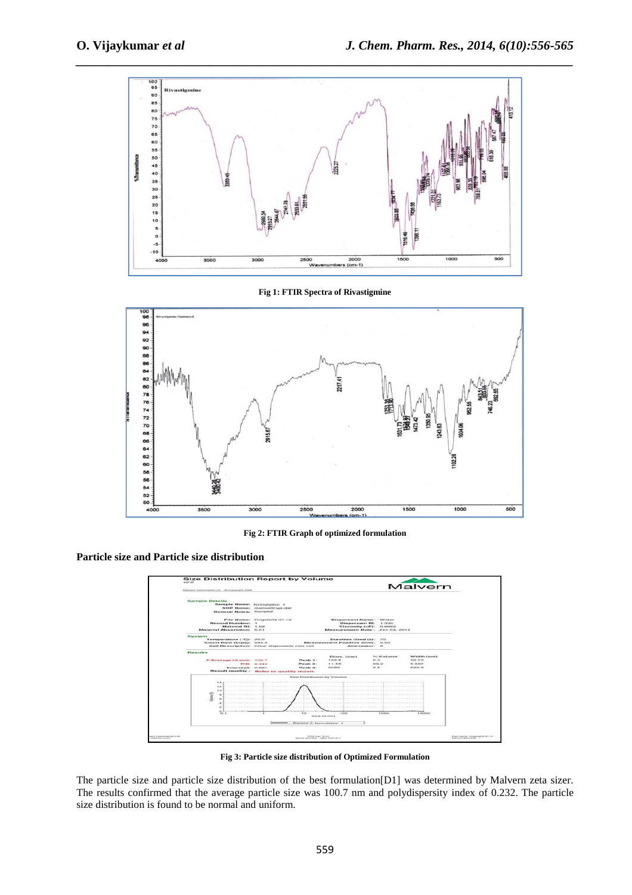Fig 1: FTIR Spectra of Rivastigmine

Fig 2: FTIR Graph of optimized formulation

**Particle size and Particle size distribution**

Fig 3: Particle size distribution of Optimized Formulation

The particle size and particle size distribution of the best formulation[D1] was determined by Malvern zeta sizer. The results confirmed that the average particle size was 100.7 nm and polydispersity index of 0.232. The particle size distribution is found to be normal and uniform.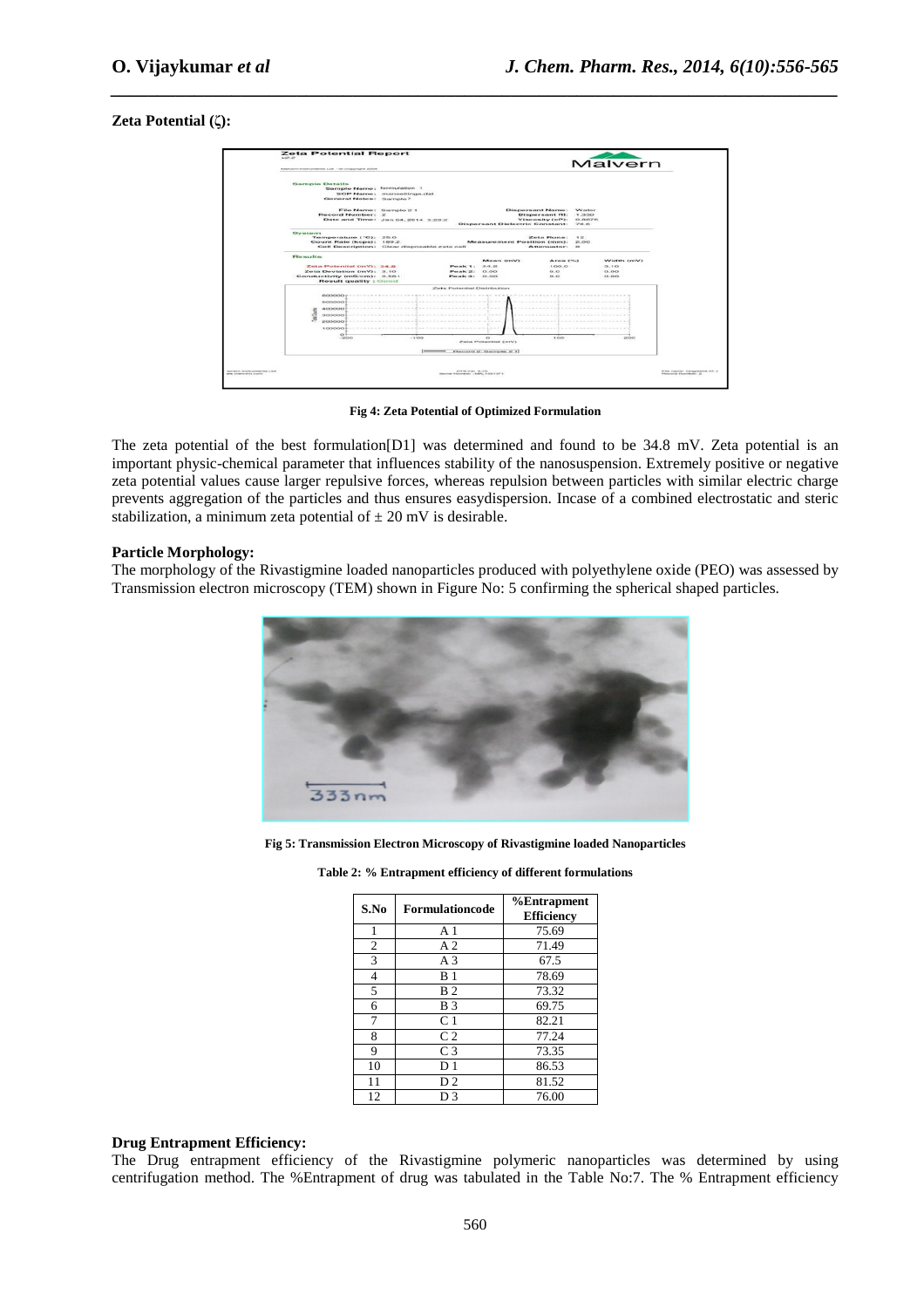**Zeta Potential (ζ):**

Fig 4: Zeta Potential of Optimized Formulation

The zeta potential of the best formulation[D1] was determined and found to be 34.8 mV. Zeta potential is an important physic-chemical parameter that influences stability of the nanosuspension. Extremely positive or negative zeta potential values cause larger repulsive forces, whereas repulsion between particles with similar electric charge prevents aggregation of the particles and thus ensures easydispersion. Incase of a combined electrostatic and steric stabilization, a minimum zeta potential of ± 20 mV is desirable.

**Particle Morphology:**

The morphology of the Rivastigmine loaded nanoparticles produced with polyethylene oxide (PEO) was assessed by Transmission electron microscopy (TEM) shown in Figure No: 5 confirming the spherical shaped particles.

Fig 5: Transmission Electron Microscopy of Rivastigmine loaded Nanoparticles

Table 2: % Entrapment efficiency of different formulations

| S.No | Formulationcode | %Entrapment Efficiency |
|---|---|---|
| 1 | A 1 | 75.69 |
| 2 | A 2 | 71.49 |
| 3 | A 3 | 67.5 |
| 4 | B 1 | 78.69 |
| 5 | B 2 | 73.32 |
| 6 | B 3 | 69.75 |
| 7 | C 1 | 82.21 |
| 8 | C 2 | 77.24 |
| 9 | C 3 | 73.35 |
| 10 | D 1 | 86.53 |
| 11 | D 2 | 81.52 |
| 12 | D 3 | 76.00 |

**Drug Entrapment Efficiency:**

The Drug entrapment efficiency of the Rivastigmine polymeric nanoparticles was determined by using centrifugation method. The %Entrapment of drug was tabulated in the Table No:7. The % Entrapment efficiency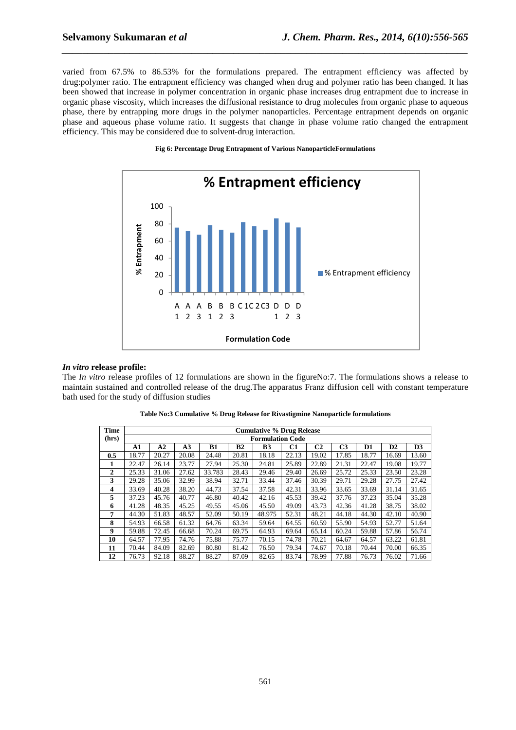varied from 67.5% to 86.53% for the formulations prepared. The entrapment efficiency was affected by drug:polymer ratio. The entrapment efficiency was changed when drug and polymer ratio has been changed. It has been showed that increase in polymer concentration in organic phase increases drug entrapment due to increase in organic phase viscosity, which increases the diffusional resistance to drug molecules from organic phase to aqueous phase, there by entrapping more drugs in the polymer nanoparticles. Percentage entrapment depends on organic phase and aqueous phase volume ratio. It suggests that change in phase volume ratio changed the entrapment efficiency. This may be considered due to solvent-drug interaction.

**Fig 6: Percentage Drug Entrapment of Various NanoparticleFormulations**

### *In vitro* release profile:

The *In vitro* release profiles of 12 formulations are shown in the figureNo:7. The formulations shows a release to maintain sustained and controlled release of the drug.The apparatus Franz diffusion cell with constant temperature bath used for the study of diffusion studies

**Table No:3 Cumulative % Drug Release for Rivastigmine Nanoparticle formulations**

| Time (hrs) | Cumulative % Drug Release | | | | | | | | | | | |
|---|---|---|---|---|---|---|---|---|---|---|---|---|
| | Formulation Code | | | | | | | | | | | |
| | A1 | A2 | A3 | B1 | B2 | B3 | C1 | C2 | C3 | D1 | D2 | D3 |
| 0.5 | 18.77 | 20.27 | 20.08 | 24.48 | 20.81 | 18.18 | 22.13 | 19.02 | 17.85 | 18.77 | 16.69 | 13.60 |
| 1 | 22.47 | 26.14 | 23.77 | 27.94 | 25.30 | 24.81 | 25.89 | 22.89 | 21.31 | 22.47 | 19.08 | 19.77 |
| 2 | 25.33 | 31.06 | 27.62 | 33.783 | 28.43 | 29.46 | 29.40 | 26.69 | 25.72 | 25.33 | 23.50 | 23.28 |
| 3 | 29.28 | 35.06 | 32.99 | 38.94 | 32.71 | 33.44 | 37.46 | 30.39 | 29.71 | 29.28 | 27.75 | 27.42 |
| 4 | 33.69 | 40.28 | 38.20 | 44.73 | 37.54 | 37.58 | 42.31 | 33.96 | 33.65 | 33.69 | 31.14 | 31.65 |
| 5 | 37.23 | 45.76 | 40.77 | 46.80 | 40.42 | 42.16 | 45.53 | 39.42 | 37.76 | 37.23 | 35.04 | 35.28 |
| 6 | 41.28 | 48.35 | 45.25 | 49.55 | 45.06 | 45.50 | 49.09 | 43.73 | 42.36 | 41.28 | 38.75 | 38.02 |
| 7 | 44.30 | 51.83 | 48.57 | 52.09 | 50.19 | 48.975 | 52.31 | 48.21 | 44.18 | 44.30 | 42.10 | 40.90 |
| 8 | 54.93 | 66.58 | 61.32 | 64.76 | 63.34 | 59.64 | 64.55 | 60.59 | 55.90 | 54.93 | 52.77 | 51.64 |
| 9 | 59.88 | 72.45 | 66.68 | 70.24 | 69.75 | 64.93 | 69.64 | 65.14 | 60.24 | 59.88 | 57.86 | 56.74 |
| 10 | 64.57 | 77.95 | 74.76 | 75.88 | 75.77 | 70.15 | 74.78 | 70.21 | 64.67 | 64.57 | 63.22 | 61.81 |
| 11 | 70.44 | 84.09 | 82.69 | 80.80 | 81.42 | 76.50 | 79.34 | 74.67 | 70.18 | 70.44 | 70.00 | 66.35 |
| 12 | 76.73 | 92.18 | 88.27 | 88.27 | 87.09 | 82.65 | 83.74 | 78.99 | 77.88 | 76.73 | 76.02 | 71.66 |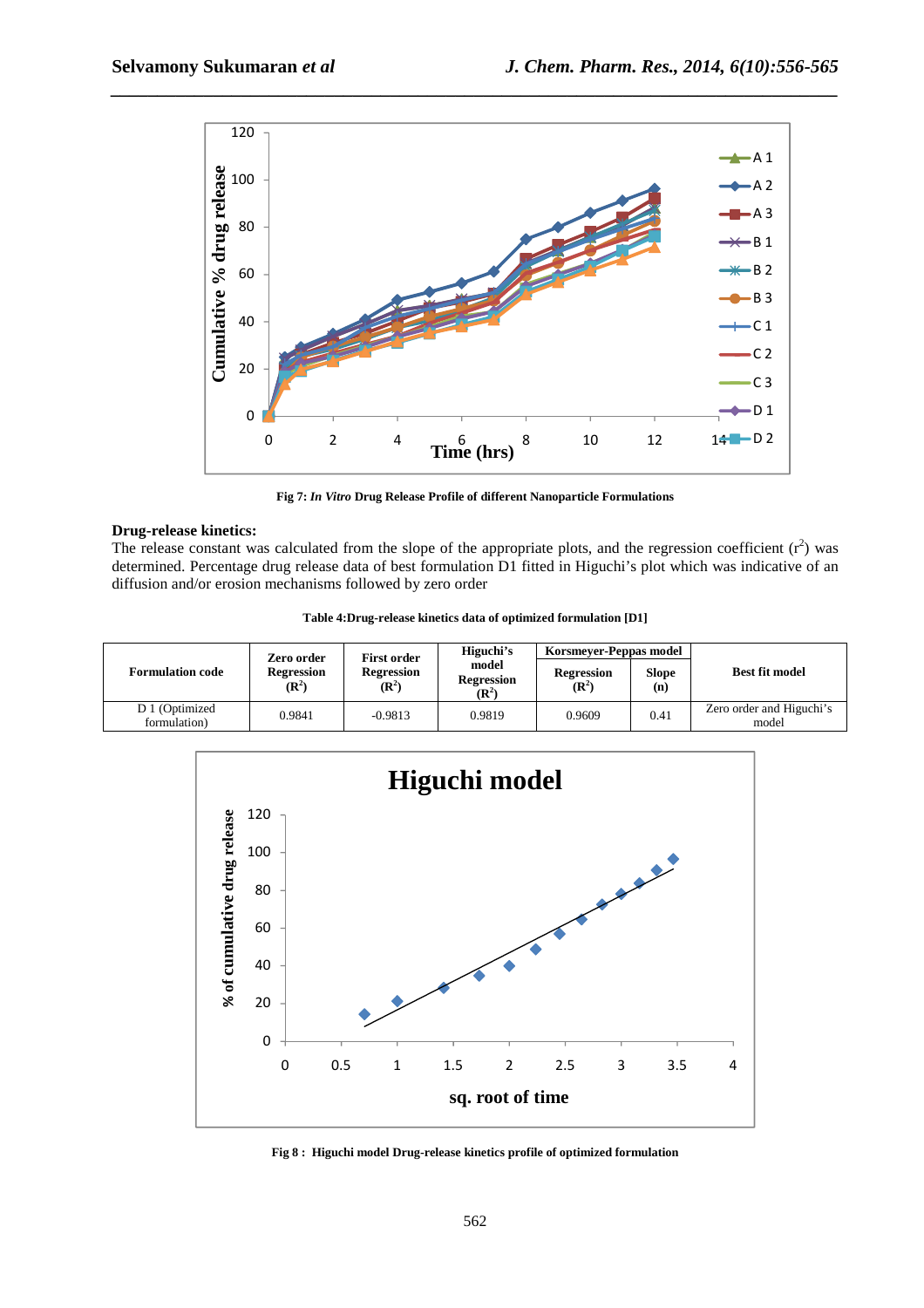Fig 7: *In Vitro* Drug Release Profile of different Nanoparticle Formulations

**Drug-release kinetics:**

The release constant was calculated from the slope of the appropriate plots, and the regression coefficient ($r^2$) was determined. Percentage drug release data of best formulation D1 fitted in Higuchi's plot which was indicative of an diffusion and/or erosion mechanisms followed by zero order

**Table 4:Drug-release kinetics data of optimized formulation [D1]**

| Formulation code | Zero order Regression ($R^2$) | First order Regression ($R^2$) | Higuchi's model Regression ($R^2$) | Korsmeyer-Peppas model | | Best fit model |
|---|---|---|---|---|---|---|
| | | | | Regression ($R^2$) | Slope (n) | |
| D 1 (Optimized formulation) | 0.9841 | -0.9813 | 0.9819 | 0.9609 | 0.41 | Zero order and Higuchi's model |

Fig 8 : Higuchi model Drug-release kinetics profile of optimized formulation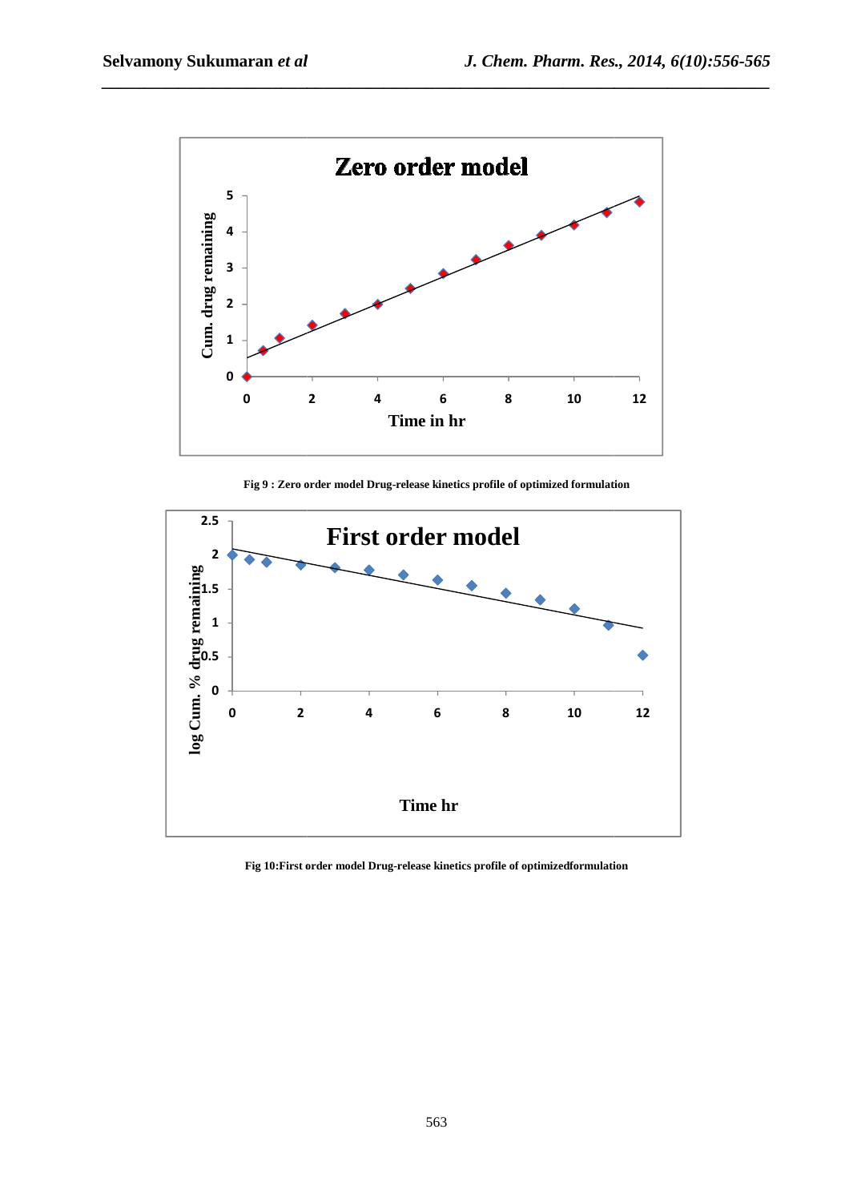Fig 9 : Zero order model Drug-release kinetics profile of optimized formulation

Fig 10:First order model Drug-release kinetics profile of optimizedformulation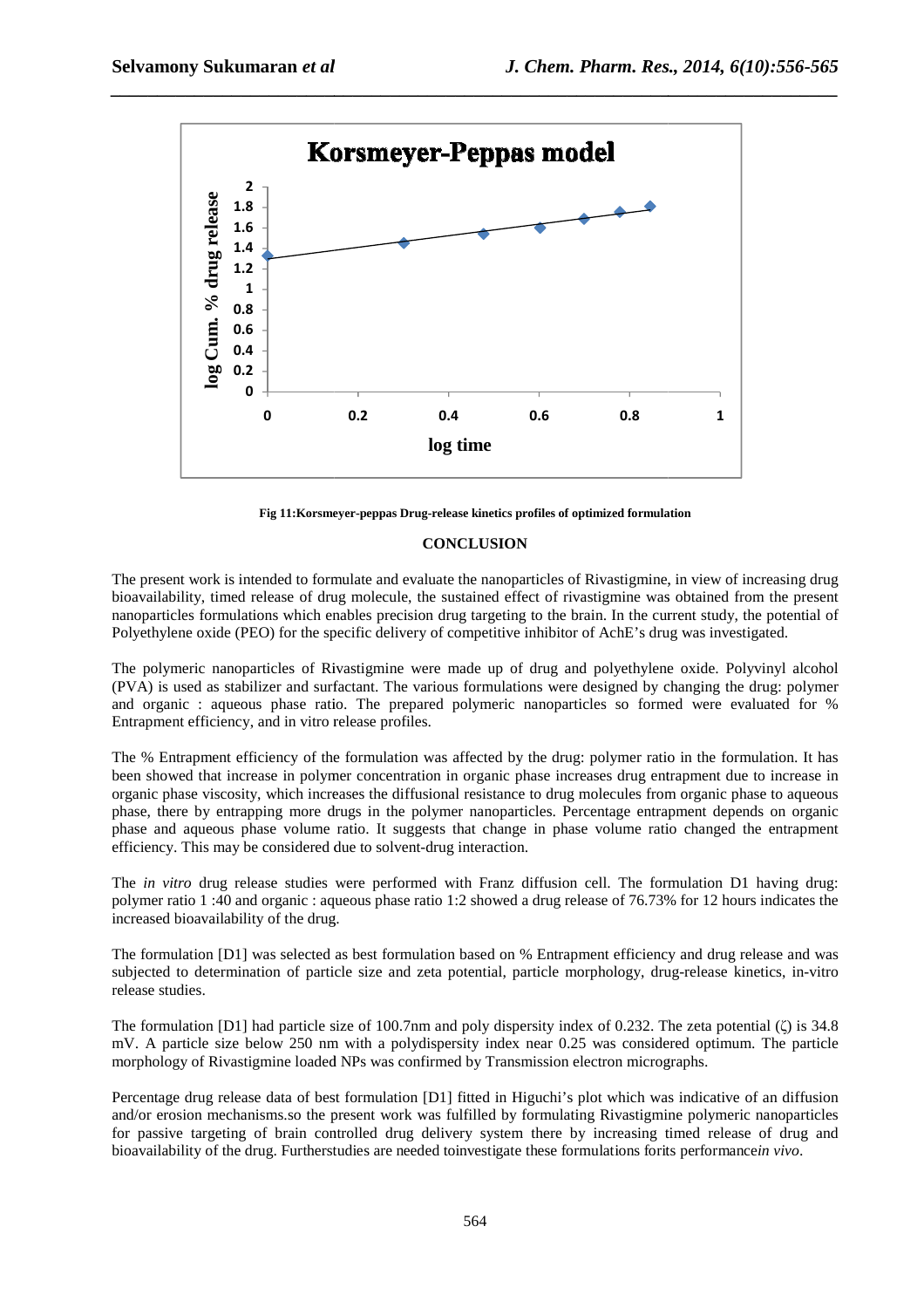Fig 11:Korsmeyer-peppas Drug-release kinetics profiles of optimized formulation

## CONCLUSION

The present work is intended to formulate and evaluate the nanoparticles of Rivastigmine, in view of increasing drug bioavailability, timed release of drug molecule, the sustained effect of rivastigmine was obtained from the present nanoparticles formulations which enables precision drug targeting to the brain. In the current study, the potential of Polyethylene oxide (PEO) for the specific delivery of competitive inhibitor of AchE's drug was investigated.

The polymeric nanoparticles of Rivastigmine were made up of drug and polyethylene oxide. Polyvinyl alcohol (PVA) is used as stabilizer and surfactant. The various formulations were designed by changing the drug: polymer and organic : aqueous phase ratio. The prepared polymeric nanoparticles so formed were evaluated for % Entrapment efficiency, and in vitro release profiles.

The % Entrapment efficiency of the formulation was affected by the drug: polymer ratio in the formulation. It has been showed that increase in polymer concentration in organic phase increases drug entrapment due to increase in organic phase viscosity, which increases the diffusional resistance to drug molecules from organic phase to aqueous phase, there by entrapping more drugs in the polymer nanoparticles. Percentage entrapment depends on organic phase and aqueous phase volume ratio. It suggests that change in phase volume ratio changed the entrapment efficiency. This may be considered due to solvent-drug interaction.

The *in vitro* drug release studies were performed with Franz diffusion cell. The formulation D1 having drug: polymer ratio 1 :40 and organic : aqueous phase ratio 1:2 showed a drug release of 76.73% for 12 hours indicates the increased bioavailability of the drug.

The formulation [D1] was selected as best formulation based on % Entrapment efficiency and drug release and was subjected to determination of particle size and zeta potential, particle morphology, drug-release kinetics, in-vitro release studies.

The formulation [D1] had particle size of 100.7nm and poly dispersity index of 0.232. The zeta potential (ζ) is 34.8 mV. A particle size below 250 nm with a polydispersity index near 0.25 was considered optimum. The particle morphology of Rivastigmine loaded NPs was confirmed by Transmission electron micrographs.

Percentage drug release data of best formulation [D1] fitted in Higuchi's plot which was indicative of an diffusion and/or erosion mechanisms.so the present work was fulfilled by formulating Rivastigmine polymeric nanoparticles for passive targeting of brain controlled drug delivery system there by increasing timed release of drug and bioavailability of the drug. Furtherstudies are needed toinvestigate these formulations forits performance*in vivo*.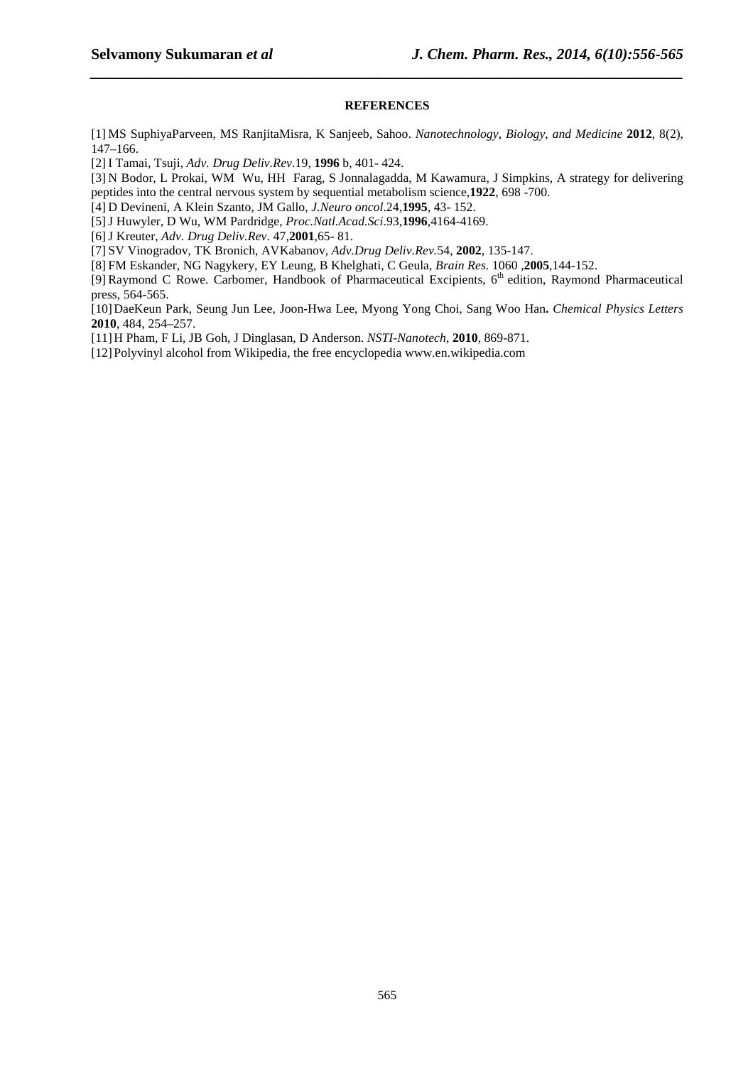## REFERENCES

[1] MS SuphiyaParveen, MS RanjitaMisra, K Sanjeeb, Sahoo. *Nanotechnology, Biology, and Medicine* **2012**, 8(2), 147–166.

[2] I Tamai, Tsuji, *Adv. Drug Deliv.Rev*.19, **1996** b, 401- 424.

[3] N Bodor, L Prokai, WM Wu, HH Farag, S Jonnalagadda, M Kawamura, J Simpkins, A strategy for delivering peptides into the central nervous system by sequential metabolism science,**1922**, 698 -700.

[4] D Devineni, A Klein Szanto, JM Gallo, *J.Neuro oncol*.24,**1995**, 43- 152.

[5] J Huwyler, D Wu, WM Pardridge, *Proc.Natl.Acad.Sci*.93,**1996**,4164-4169.

[6] J Kreuter, *Adv. Drug Deliv.Rev*. 47,**2001**,65- 81.

[7] SV Vinogradov, TK Bronich, AVKabanov, *Adv.Drug Deliv.Rev*.54, **2002**, 135-147.

[8] FM Eskander, NG Nagykery, EY Leung, B Khelghati, C Geula, *Brain Res*. 1060 ,**2005**,144-152.

[9] Raymond C Rowe. Carbomer, Handbook of Pharmaceutical Excipients, 6th edition, Raymond Pharmaceutical press, 564-565.

[10] DaeKeun Park, Seung Jun Lee, Joon-Hwa Lee, Myong Yong Choi, Sang Woo Han**.** *Chemical Physics Letters* **2010**, 484, 254–257.

[11] H Pham, F Li, JB Goh, J Dinglasan, D Anderson. *NSTI-Nanotech*, **2010**, 869-871.

[12] Polyvinyl alcohol from Wikipedia, the free encyclopedia www.en.wikipedia.com